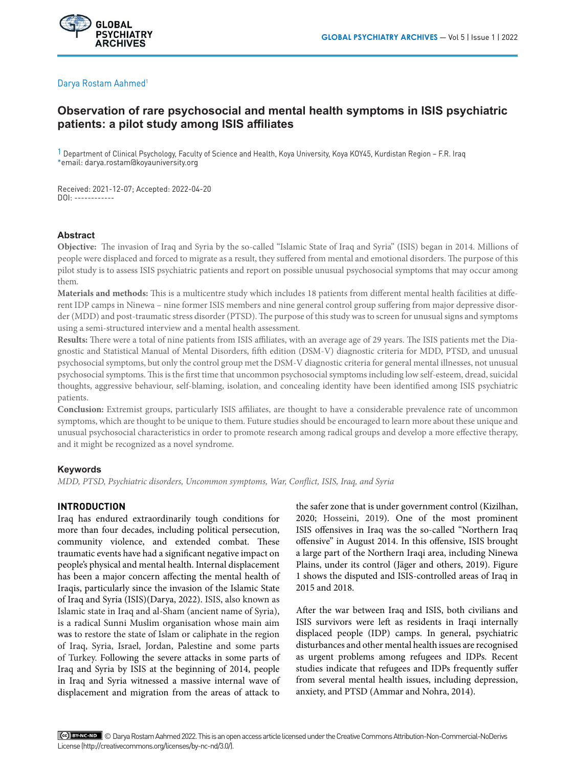Darya Rostam Aahmed[1]

# Observation of rare psychosocial and mental health symptoms in ISIS psychiatric patients: a pilot study among ISIS affiliates

[1] Department of Clinical Psychology, Faculty of Science and Health, Koya University, Koya KOY45, Kurdistan Region – F.R. Iraq
*email: darya.rostam@koyauniversity.org

Received: 2021-12-07; Accepted: 2022-04-20
DOI: ------------

## Abstract

**Objective:** The invasion of Iraq and Syria by the so-called "Islamic State of Iraq and Syria" (ISIS) began in 2014. Millions of people were displaced and forced to migrate as a result, they suffered from mental and emotional disorders. The purpose of this pilot study is to assess ISIS psychiatric patients and report on possible unusual psychosocial symptoms that may occur among them.

**Materials and methods:** This is a multicentre study which includes 18 patients from different mental health facilities at different IDP camps in Ninewa – nine former ISIS members and nine general control group suffering from major depressive disorder (MDD) and post-traumatic stress disorder (PTSD). The purpose of this study was to screen for unusual signs and symptoms using a semi-structured interview and a mental health assessment.

**Results:** There were a total of nine patients from ISIS affiliates, with an average age of 29 years. The ISIS patients met the Diagnostic and Statistical Manual of Mental Disorders, fifth edition (DSM-V) diagnostic criteria for MDD, PTSD, and unusual psychosocial symptoms, but only the control group met the DSM-V diagnostic criteria for general mental illnesses, not unusual psychosocial symptoms. This is the first time that uncommon psychosocial symptoms including low self-esteem, dread, suicidal thoughts, aggressive behaviour, self-blaming, isolation, and concealing identity have been identified among ISIS psychiatric patients.

**Conclusion:** Extremist groups, particularly ISIS affiliates, are thought to have a considerable prevalence rate of uncommon symptoms, which are thought to be unique to them. Future studies should be encouraged to learn more about these unique and unusual psychosocial characteristics in order to promote research among radical groups and develop a more effective therapy, and it might be recognized as a novel syndrome.

### Keywords

*MDD, PTSD, Psychiatric disorders, Uncommon symptoms, War, Conflict, ISIS, Iraq, and Syria*

## INTRODUCTION

Iraq has endured extraordinarily tough conditions for more than four decades, including political persecution, community violence, and extended combat. These traumatic events have had a significant negative impact on people's physical and mental health. Internal displacement has been a major concern affecting the mental health of Iraqis, particularly since the invasion of the Islamic State of Iraq and Syria (ISIS)(Darya, 2022). ISIS, also known as Islamic state in Iraq and al-Sham (ancient name of Syria), is a radical Sunni Muslim organisation whose main aim was to restore the state of Islam or caliphate in the region of Iraq, Syria, Israel, Jordan, Palestine and some parts of Turkey. Following the severe attacks in some parts of Iraq and Syria by ISIS at the beginning of 2014, people in Iraq and Syria witnessed a massive internal wave of displacement and migration from the areas of attack to the safer zone that is under government control (Kizilhan, 2020; Hosseini, 2019). One of the most prominent ISIS offensives in Iraq was the so-called "Northern Iraq offensive" in August 2014. In this offensive, ISIS brought a large part of the Northern Iraqi area, including Ninewa Plains, under its control (Jäger and others, 2019). Figure 1 shows the disputed and ISIS-controlled areas of Iraq in 2015 and 2018.

After the war between Iraq and ISIS, both civilians and ISIS survivors were left as residents in Iraqi internally displaced people (IDP) camps. In general, psychiatric disturbances and other mental health issues are recognised as urgent problems among refugees and IDPs. Recent studies indicate that refugees and IDPs frequently suffer from several mental health issues, including depression, anxiety, and PTSD (Ammar and Nohra, 2014).

© Darya Rostam Aahmed 2022. This is an open access article licensed under the Creative Commons Attribution-Non-Commercial-NoDerivs License (http://creativecommons.org/licenses/by-nc-nd/3.0/).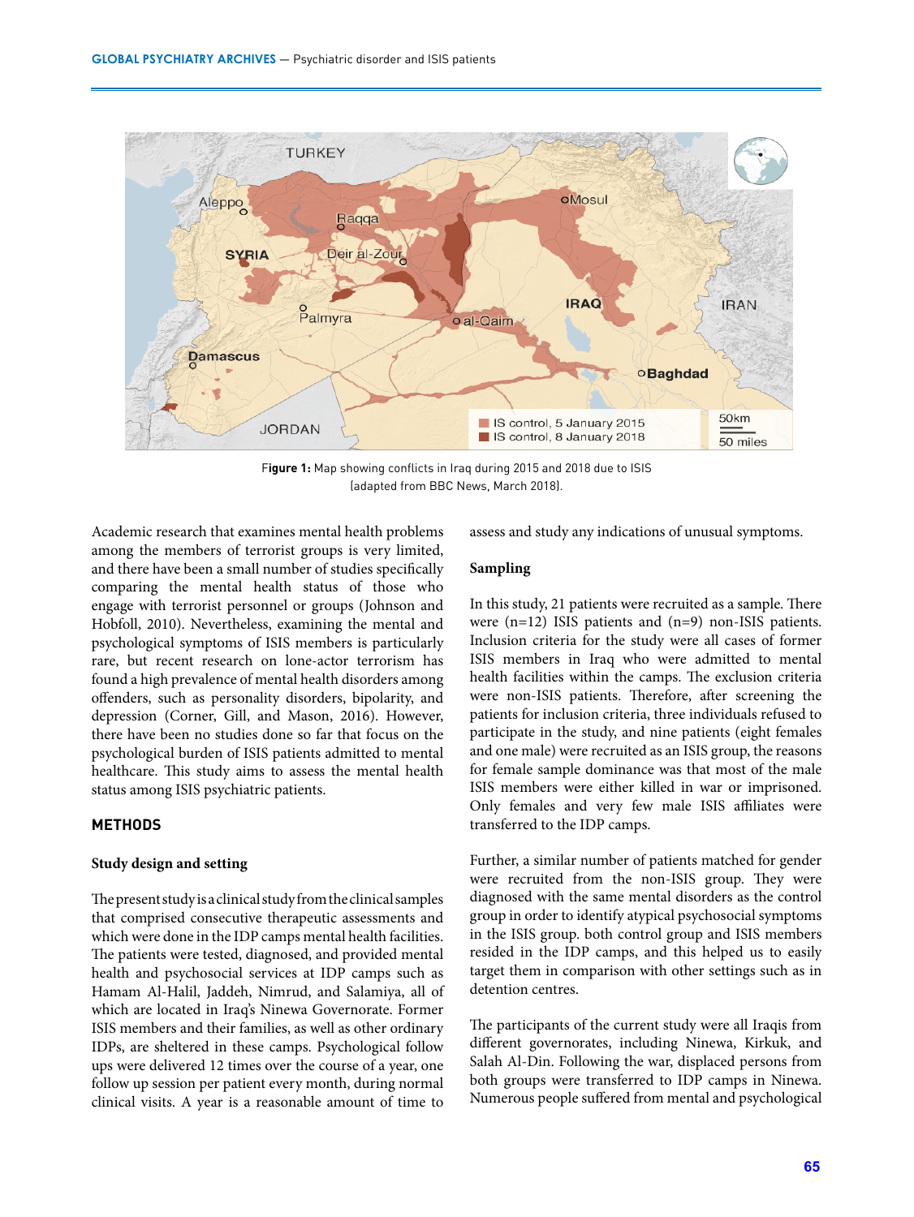**Figure 1:** Map showing conflicts in Iraq during 2015 and 2018 due to ISIS (adapted from BBC News, March 2018).

Academic research that examines mental health problems among the members of terrorist groups is very limited, and there have been a small number of studies specifically comparing the mental health status of those who engage with terrorist personnel or groups (Johnson and Hobfoll, 2010). Nevertheless, examining the mental and psychological symptoms of ISIS members is particularly rare, but recent research on lone-actor terrorism has found a high prevalence of mental health disorders among offenders, such as personality disorders, bipolarity, and depression (Corner, Gill, and Mason, 2016). However, there have been no studies done so far that focus on the psychological burden of ISIS patients admitted to mental healthcare. This study aims to assess the mental health status among ISIS psychiatric patients.

## METHODS

### Study design and setting

The present study is a clinical study from the clinical samples that comprised consecutive therapeutic assessments and which were done in the IDP camps mental health facilities. The patients were tested, diagnosed, and provided mental health and psychosocial services at IDP camps such as Hamam Al-Halil, Jaddeh, Nimrud, and Salamiya, all of which are located in Iraq's Ninewa Governorate. Former ISIS members and their families, as well as other ordinary IDPs, are sheltered in these camps. Psychological follow ups were delivered 12 times over the course of a year, one follow up session per patient every month, during normal clinical visits. A year is a reasonable amount of time to assess and study any indications of unusual symptoms.

### Sampling

In this study, 21 patients were recruited as a sample. There were (n=12) ISIS patients and (n=9) non-ISIS patients. Inclusion criteria for the study were all cases of former ISIS members in Iraq who were admitted to mental health facilities within the camps. The exclusion criteria were non-ISIS patients. Therefore, after screening the patients for inclusion criteria, three individuals refused to participate in the study, and nine patients (eight females and one male) were recruited as an ISIS group, the reasons for female sample dominance was that most of the male ISIS members were either killed in war or imprisoned. Only females and very few male ISIS affiliates were transferred to the IDP camps.

Further, a similar number of patients matched for gender were recruited from the non-ISIS group. They were diagnosed with the same mental disorders as the control group in order to identify atypical psychosocial symptoms in the ISIS group. both control group and ISIS members resided in the IDP camps, and this helped us to easily target them in comparison with other settings such as in detention centres.

The participants of the current study were all Iraqis from different governorates, including Ninewa, Kirkuk, and Salah Al-Din. Following the war, displaced persons from both groups were transferred to IDP camps in Ninewa. Numerous people suffered from mental and psychological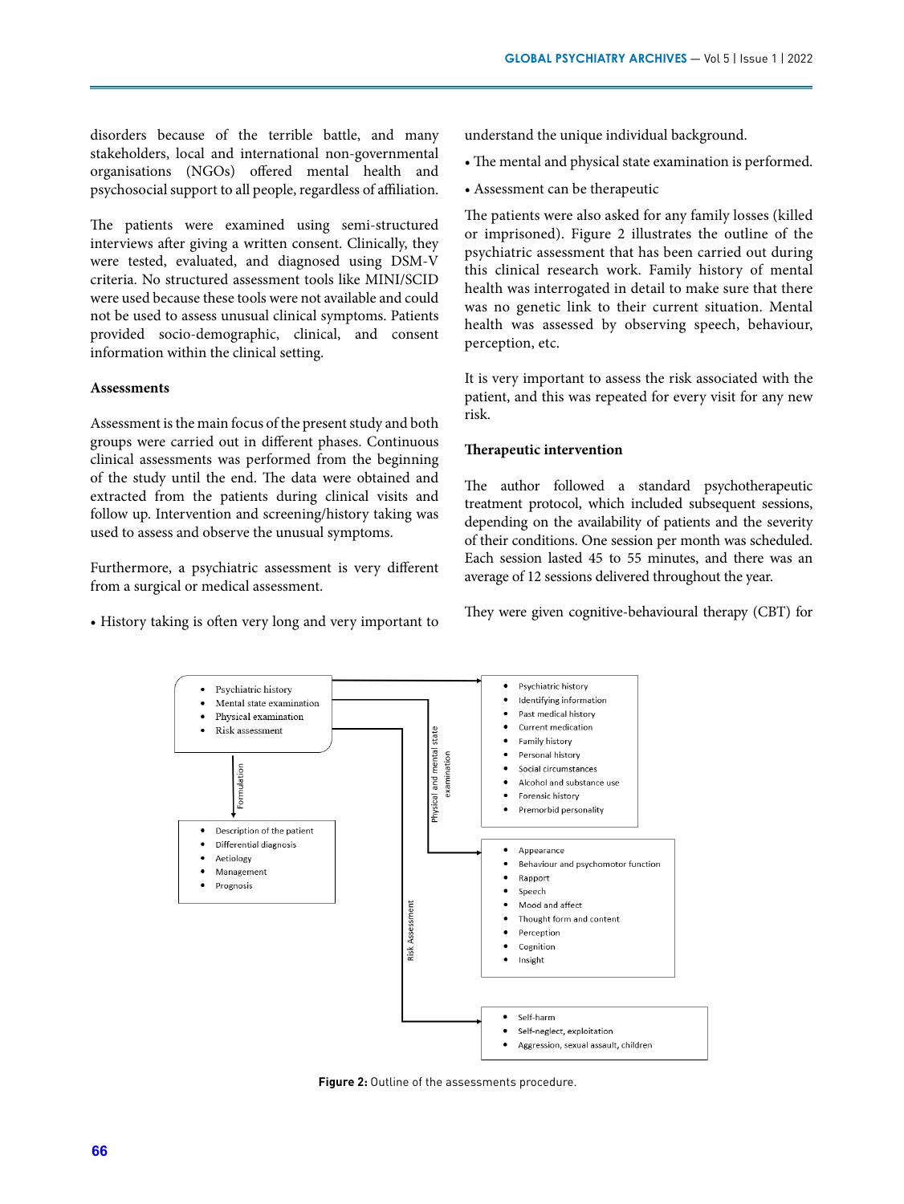disorders because of the terrible battle, and many stakeholders, local and international non-governmental organisations (NGOs) offered mental health and psychosocial support to all people, regardless of affiliation.

The patients were examined using semi-structured interviews after giving a written consent. Clinically, they were tested, evaluated, and diagnosed using DSM-V criteria. No structured assessment tools like MINI/SCID were used because these tools were not available and could not be used to assess unusual clinical symptoms. Patients provided socio-demographic, clinical, and consent information within the clinical setting.

**Assessments**

Assessment is the main focus of the present study and both groups were carried out in different phases. Continuous clinical assessments was performed from the beginning of the study until the end. The data were obtained and extracted from the patients during clinical visits and follow up. Intervention and screening/history taking was used to assess and observe the unusual symptoms.

Furthermore, a psychiatric assessment is very different from a surgical or medical assessment.

- History taking is often very long and very important to understand the unique individual background.
- The mental and physical state examination is performed.
- Assessment can be therapeutic

The patients were also asked for any family losses (killed or imprisoned). Figure 2 illustrates the outline of the psychiatric assessment that has been carried out during this clinical research work. Family history of mental health was interrogated in detail to make sure that there was no genetic link to their current situation. Mental health was assessed by observing speech, behaviour, perception, etc.

It is very important to assess the risk associated with the patient, and this was repeated for every visit for any new risk.

**Therapeutic intervention**

The author followed a standard psychotherapeutic treatment protocol, which included subsequent sessions, depending on the availability of patients and the severity of their conditions. One session per month was scheduled. Each session lasted 45 to 55 minutes, and there was an average of 12 sessions delivered throughout the year.

They were given cognitive-behavioural therapy (CBT) for

- Psychiatric history
- Mental state examination
- Physical examination
- Risk assessment

Formulation

- Description of the patient
- Differential diagnosis
- Aetiology
- Management
- Prognosis

Physical and mental state examination

- Psychiatric history
- Identifying information
- Past medical history
- Current medication
- Family history
- Personal history
- Social circumstances
- Alcohol and substance use
- Forensic history
- Premorbid personality

- Appearance
- Behaviour and psychomotor function
- Rapport
- Speech
- Mood and affect
- Thought form and content
- Perception
- Cognition
- Insight

Risk Assessment

- Self-harm
- Self-neglect, exploitation
- Aggression, sexual assault, children

**Figure 2:** Outline of the assessments procedure.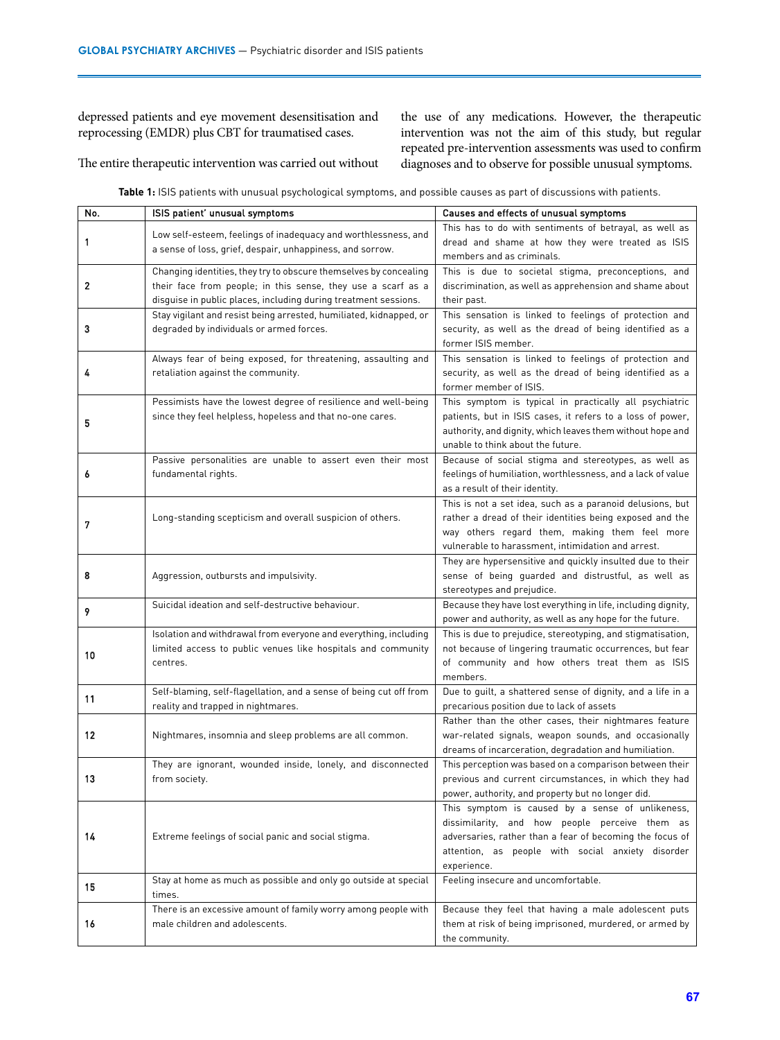depressed patients and eye movement desensitisation and reprocessing (EMDR) plus CBT for traumatised cases.

The entire therapeutic intervention was carried out without the use of any medications. However, the therapeutic intervention was not the aim of this study, but regular repeated pre-intervention assessments was used to confirm diagnoses and to observe for possible unusual symptoms.

**Table 1:** ISIS patients with unusual psychological symptoms, and possible causes as part of discussions with patients.

| No. | ISIS patient' unusual symptoms | Causes and effects of unusual symptoms |
|---|---|---|
| 1 | Low self-esteem, feelings of inadequacy and worthlessness, and a sense of loss, grief, despair, unhappiness, and sorrow. | This has to do with sentiments of betrayal, as well as dread and shame at how they were treated as ISIS members and as criminals. |
| 2 | Changing identities, they try to obscure themselves by concealing their face from people; in this sense, they use a scarf as a disguise in public places, including during treatment sessions. | This is due to societal stigma, preconceptions, and discrimination, as well as apprehension and shame about their past. |
| 3 | Stay vigilant and resist being arrested, humiliated, kidnapped, or degraded by individuals or armed forces. | This sensation is linked to feelings of protection and security, as well as the dread of being identified as a former ISIS member. |
| 4 | Always fear of being exposed, for threatening, assaulting and retaliation against the community. | This sensation is linked to feelings of protection and security, as well as the dread of being identified as a former member of ISIS. |
| 5 | Pessimists have the lowest degree of resilience and well-being since they feel helpless, hopeless and that no-one cares. | This symptom is typical in practically all psychiatric patients, but in ISIS cases, it refers to a loss of power, authority, and dignity, which leaves them without hope and unable to think about the future. |
| 6 | Passive personalities are unable to assert even their most fundamental rights. | Because of social stigma and stereotypes, as well as feelings of humiliation, worthlessness, and a lack of value as a result of their identity. |
| 7 | Long-standing scepticism and overall suspicion of others. | This is not a set idea, such as a paranoid delusions, but rather a dread of their identities being exposed and the way others regard them, making them feel more vulnerable to harassment, intimidation and arrest. |
| 8 | Aggression, outbursts and impulsivity. | They are hypersensitive and quickly insulted due to their sense of being guarded and distrustful, as well as stereotypes and prejudice. |
| 9 | Suicidal ideation and self-destructive behaviour. | Because they have lost everything in life, including dignity, power and authority, as well as any hope for the future. |
| 10 | Isolation and withdrawal from everyone and everything, including limited access to public venues like hospitals and community centres. | This is due to prejudice, stereotyping, and stigmatisation, not because of lingering traumatic occurrences, but fear of community and how others treat them as ISIS members. |
| 11 | Self-blaming, self-flagellation, and a sense of being cut off from reality and trapped in nightmares. | Due to guilt, a shattered sense of dignity, and a life in a precarious position due to lack of assets |
| 12 | Nightmares, insomnia and sleep problems are all common. | Rather than the other cases, their nightmares feature war-related signals, weapon sounds, and occasionally dreams of incarceration, degradation and humiliation. |
| 13 | They are ignorant, wounded inside, lonely, and disconnected from society. | This perception was based on a comparison between their previous and current circumstances, in which they had power, authority, and property but no longer did. |
| 14 | Extreme feelings of social panic and social stigma. | This symptom is caused by a sense of unlikeness, dissimilarity, and how people perceive them as adversaries, rather than a fear of becoming the focus of attention, as people with social anxiety disorder experience. |
| 15 | Stay at home as much as possible and only go outside at special times. | Feeling insecure and uncomfortable. |
| 16 | There is an excessive amount of family worry among people with male children and adolescents. | Because they feel that having a male adolescent puts them at risk of being imprisoned, murdered, or armed by the community. |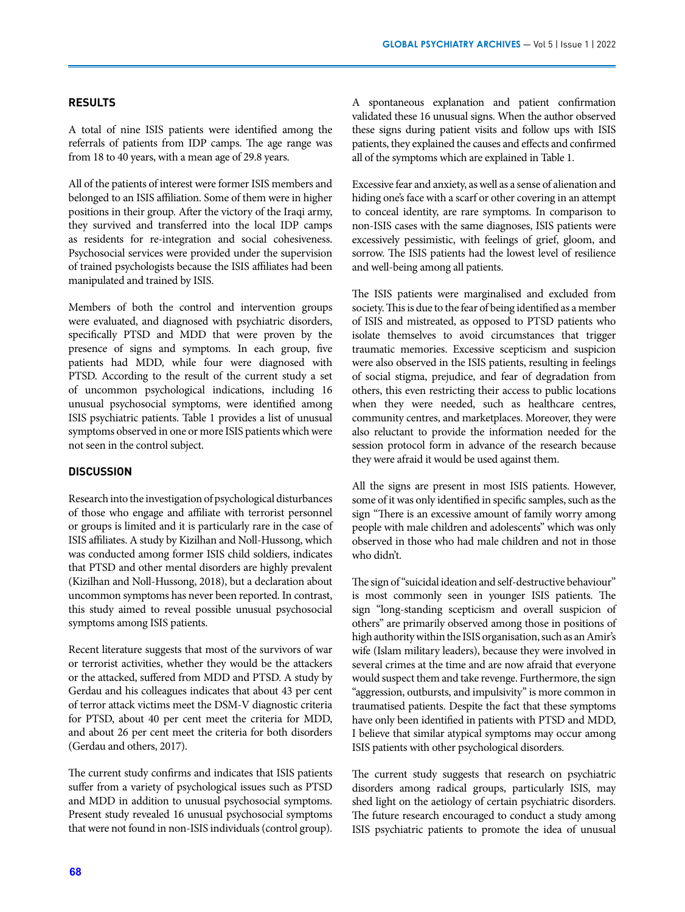## RESULTS

A total of nine ISIS patients were identified among the referrals of patients from IDP camps. The age range was from 18 to 40 years, with a mean age of 29.8 years.

All of the patients of interest were former ISIS members and belonged to an ISIS affiliation. Some of them were in higher positions in their group. After the victory of the Iraqi army, they survived and transferred into the local IDP camps as residents for re-integration and social cohesiveness. Psychosocial services were provided under the supervision of trained psychologists because the ISIS affiliates had been manipulated and trained by ISIS.

Members of both the control and intervention groups were evaluated, and diagnosed with psychiatric disorders, specifically PTSD and MDD that were proven by the presence of signs and symptoms. In each group, five patients had MDD, while four were diagnosed with PTSD. According to the result of the current study a set of uncommon psychological indications, including 16 unusual psychosocial symptoms, were identified among ISIS psychiatric patients. Table 1 provides a list of unusual symptoms observed in one or more ISIS patients which were not seen in the control subject.

## DISCUSSION

Research into the investigation of psychological disturbances of those who engage and affiliate with terrorist personnel or groups is limited and it is particularly rare in the case of ISIS affiliates. A study by Kizilhan and Noll-Hussong, which was conducted among former ISIS child soldiers, indicates that PTSD and other mental disorders are highly prevalent (Kizilhan and Noll-Hussong, 2018), but a declaration about uncommon symptoms has never been reported. In contrast, this study aimed to reveal possible unusual psychosocial symptoms among ISIS patients.

Recent literature suggests that most of the survivors of war or terrorist activities, whether they would be the attackers or the attacked, suffered from MDD and PTSD. A study by Gerdau and his colleagues indicates that about 43 per cent of terror attack victims meet the DSM-V diagnostic criteria for PTSD, about 40 per cent meet the criteria for MDD, and about 26 per cent meet the criteria for both disorders (Gerdau and others, 2017).

The current study confirms and indicates that ISIS patients suffer from a variety of psychological issues such as PTSD and MDD in addition to unusual psychosocial symptoms. Present study revealed 16 unusual psychosocial symptoms that were not found in non-ISIS individuals (control group). A spontaneous explanation and patient confirmation validated these 16 unusual signs. When the author observed these signs during patient visits and follow ups with ISIS patients, they explained the causes and effects and confirmed all of the symptoms which are explained in Table 1.

Excessive fear and anxiety, as well as a sense of alienation and hiding one's face with a scarf or other covering in an attempt to conceal identity, are rare symptoms. In comparison to non-ISIS cases with the same diagnoses, ISIS patients were excessively pessimistic, with feelings of grief, gloom, and sorrow. The ISIS patients had the lowest level of resilience and well-being among all patients.

The ISIS patients were marginalised and excluded from society. This is due to the fear of being identified as a member of ISIS and mistreated, as opposed to PTSD patients who isolate themselves to avoid circumstances that trigger traumatic memories. Excessive scepticism and suspicion were also observed in the ISIS patients, resulting in feelings of social stigma, prejudice, and fear of degradation from others, this even restricting their access to public locations when they were needed, such as healthcare centres, community centres, and marketplaces. Moreover, they were also reluctant to provide the information needed for the session protocol form in advance of the research because they were afraid it would be used against them.

All the signs are present in most ISIS patients. However, some of it was only identified in specific samples, such as the sign "There is an excessive amount of family worry among people with male children and adolescents" which was only observed in those who had male children and not in those who didn't.

The sign of "suicidal ideation and self-destructive behaviour" is most commonly seen in younger ISIS patients. The sign "long-standing scepticism and overall suspicion of others" are primarily observed among those in positions of high authority within the ISIS organisation, such as an Amir's wife (Islam military leaders), because they were involved in several crimes at the time and are now afraid that everyone would suspect them and take revenge. Furthermore, the sign "aggression, outbursts, and impulsivity" is more common in traumatised patients. Despite the fact that these symptoms have only been identified in patients with PTSD and MDD, I believe that similar atypical symptoms may occur among ISIS patients with other psychological disorders.

The current study suggests that research on psychiatric disorders among radical groups, particularly ISIS, may shed light on the aetiology of certain psychiatric disorders. The future research encouraged to conduct a study among ISIS psychiatric patients to promote the idea of unusual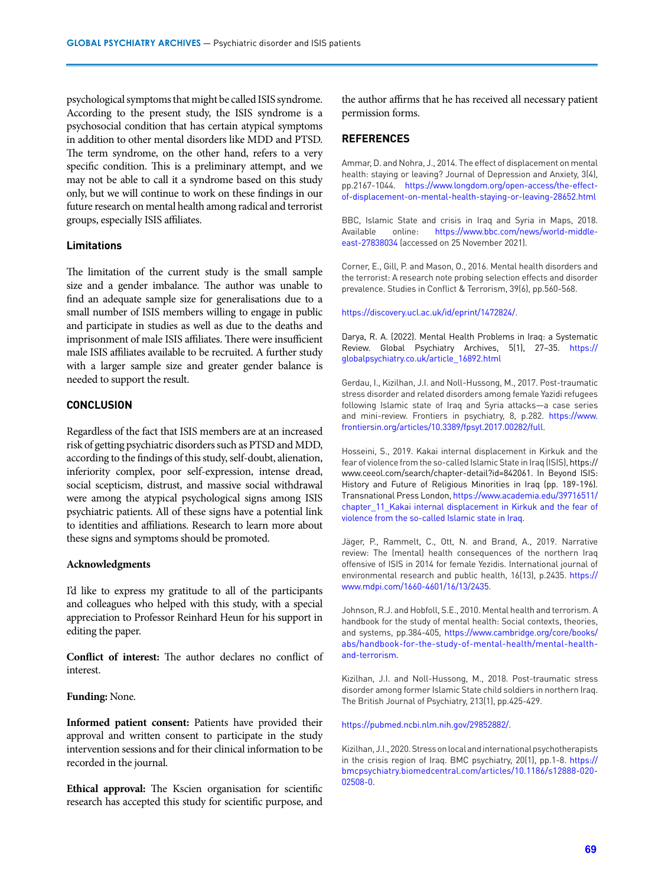psychological symptoms that might be called ISIS syndrome. According to the present study, the ISIS syndrome is a psychosocial condition that has certain atypical symptoms in addition to other mental disorders like MDD and PTSD. The term syndrome, on the other hand, refers to a very specific condition. This is a preliminary attempt, and we may not be able to call it a syndrome based on this study only, but we will continue to work on these findings in our future research on mental health among radical and terrorist groups, especially ISIS affiliates.

### Limitations

The limitation of the current study is the small sample size and a gender imbalance. The author was unable to find an adequate sample size for generalisations due to a small number of ISIS members willing to engage in public and participate in studies as well as due to the deaths and imprisonment of male ISIS affiliates. There were insufficient male ISIS affiliates available to be recruited. A further study with a larger sample size and greater gender balance is needed to support the result.

## CONCLUSION

Regardless of the fact that ISIS members are at an increased risk of getting psychiatric disorders such as PTSD and MDD, according to the findings of this study, self-doubt, alienation, inferiority complex, poor self-expression, intense dread, social scepticism, distrust, and massive social withdrawal were among the atypical psychological signs among ISIS psychiatric patients. All of these signs have a potential link to identities and affiliations. Research to learn more about these signs and symptoms should be promoted.

### Acknowledgments

I'd like to express my gratitude to all of the participants and colleagues who helped with this study, with a special appreciation to Professor Reinhard Heun for his support in editing the paper.

**Conflict of interest:** The author declares no conflict of interest.

**Funding:** None.

**Informed patient consent:** Patients have provided their approval and written consent to participate in the study intervention sessions and for their clinical information to be recorded in the journal.

**Ethical approval:** The Kscien organisation for scientific research has accepted this study for scientific purpose, and the author affirms that he has received all necessary patient permission forms.

## REFERENCES

Ammar, D. and Nohra, J., 2014. The effect of displacement on mental health: staying or leaving? Journal of Depression and Anxiety, 3(4), pp.2167-1044. https://www.longdom.org/open-access/the-effect-of-displacement-on-mental-health-staying-or-leaving-28652.html

BBC, Islamic State and crisis in Iraq and Syria in Maps, 2018. Available online: https://www.bbc.com/news/world-middle-east-27838034 (accessed on 25 November 2021).

Corner, E., Gill, P. and Mason, O., 2016. Mental health disorders and the terrorist: A research note probing selection effects and disorder prevalence. Studies in Conflict & Terrorism, 39(6), pp.560-568.

https://discovery.ucl.ac.uk/id/eprint/1472824/.

Darya, R. A. (2022). Mental Health Problems in Iraq: a Systematic Review. Global Psychiatry Archives, 5(1), 27–35. https://globalpsychiatry.co.uk/article_16892.html

Gerdau, I., Kizilhan, J.I. and Noll-Hussong, M., 2017. Post-traumatic stress disorder and related disorders among female Yazidi refugees following Islamic state of Iraq and Syria attacks—a case series and mini-review. Frontiers in psychiatry, 8, p.282. https://www.frontiersin.org/articles/10.3389/fpsyt.2017.00282/full.

Hosseini, S., 2019. Kakai internal displacement in Kirkuk and the fear of violence from the so-called Islamic State in Iraq (ISIS), https://www.ceeol.com/search/chapter-detail?id=842061. In Beyond ISIS: History and Future of Religious Minorities in Iraq (pp. 189-196). Transnational Press London, https://www.academia.edu/39716511/chapter_11_Kakai internal displacement in Kirkuk and the fear of violence from the so-called Islamic state in Iraq.

Jäger, P., Rammelt, C., Ott, N. and Brand, A., 2019. Narrative review: The (mental) health consequences of the northern Iraq offensive of ISIS in 2014 for female Yezidis. International journal of environmental research and public health, 16(13), p.2435. https://www.mdpi.com/1660-4601/16/13/2435.

Johnson, R.J. and Hobfoll, S.E., 2010. Mental health and terrorism. A handbook for the study of mental health: Social contexts, theories, and systems, pp.384-405, https://www.cambridge.org/core/books/abs/handbook-for-the-study-of-mental-health/mental-health-and-terrorism.

Kizilhan, J.I. and Noll-Hussong, M., 2018. Post-traumatic stress disorder among former Islamic State child soldiers in northern Iraq. The British Journal of Psychiatry, 213(1), pp.425-429.

https://pubmed.ncbi.nlm.nih.gov/29852882/.

Kizilhan, J.I., 2020. Stress on local and international psychotherapists in the crisis region of Iraq. BMC psychiatry, 20(1), pp.1-8. https://bmcpsychiatry.biomedcentral.com/articles/10.1186/s12888-020-02508-0.